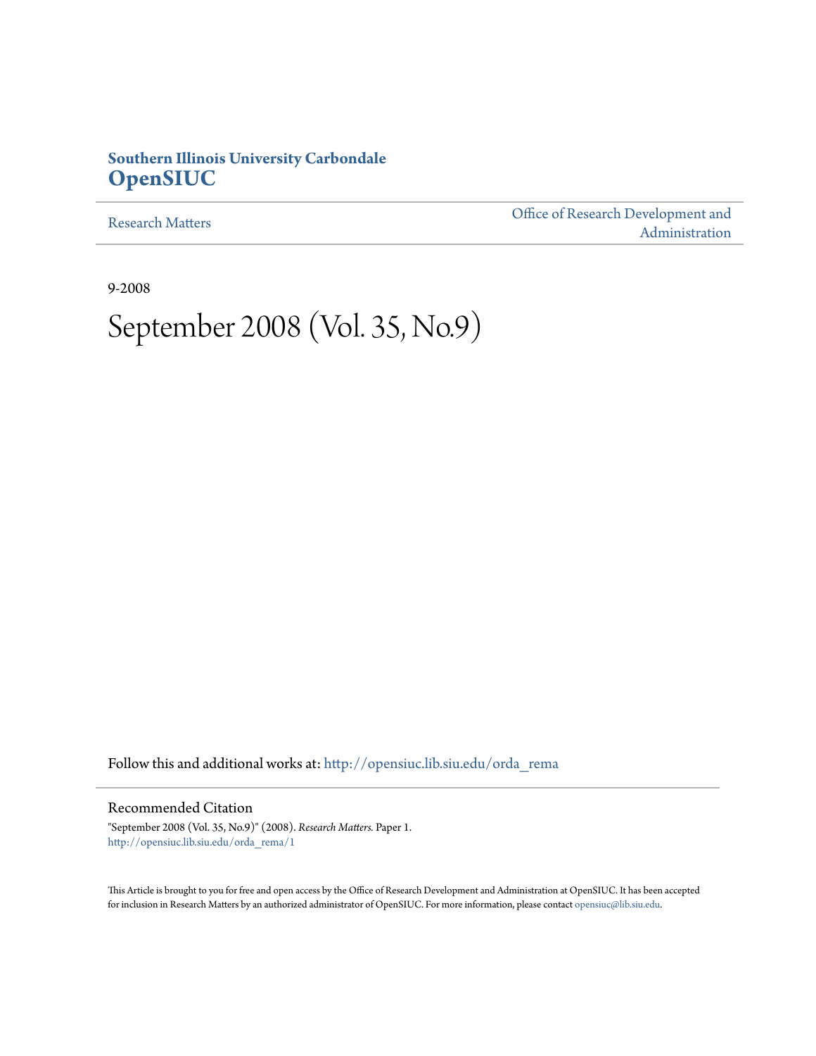**Southern Illinois University Carbondale**
**OpenSIUC**

Research Matters | Office of Research Development and Administration

9-2008

# September 2008 (Vol. 35, No.9)

Follow this and additional works at: http://opensiuc.lib.siu.edu/orda_rema

## Recommended Citation

"September 2008 (Vol. 35, No.9)" (2008). *Research Matters.* Paper 1.
http://opensiuc.lib.siu.edu/orda_rema/1

This Article is brought to you for free and open access by the Office of Research Development and Administration at OpenSIUC. It has been accepted for inclusion in Research Matters by an authorized administrator of OpenSIUC. For more information, please contact opensiuc@lib.siu.edu.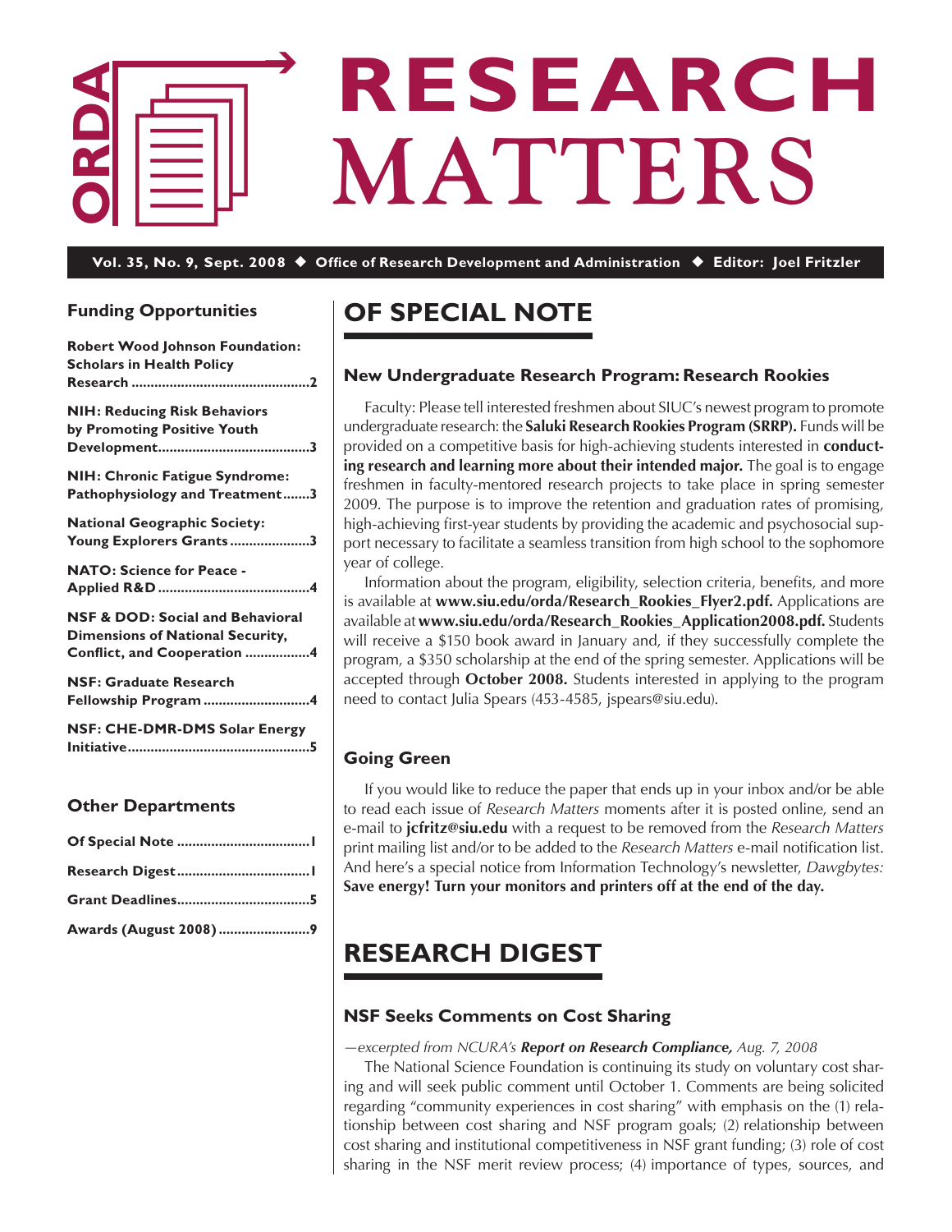# RESEARCH MATTERS

**Vol. 35, No. 9, Sept. 2008 ◆ Office of Research Development and Administration ◆ Editor: Joel Fritzler**

## Funding Opportunities

**Robert Wood Johnson Foundation: Scholars in Health Policy Research ..............................................2**

**NIH: Reducing Risk Behaviors by Promoting Positive Youth Development.......................................3**

**NIH: Chronic Fatigue Syndrome: Pathophysiology and Treatment.......3**

**National Geographic Society: Young Explorers Grants.....................3**

**NATO: Science for Peace - Applied R&D.......................................4**

**NSF & DOD: Social and Behavioral Dimensions of National Security, Conflict, and Cooperation .................4**

**NSF: Graduate Research Fellowship Program............................4**

**NSF: CHE-DMR-DMS Solar Energy Initiative...............................................5**

## Other Departments

**Of Special Note ..................................1**

**Research Digest...................................1**

**Grant Deadlines..................................5**

**Awards (August 2008)........................9**

# OF SPECIAL NOTE

### New Undergraduate Research Program: Research Rookies

Faculty: Please tell interested freshmen about SIUC's newest program to promote undergraduate research: the **Saluki Research Rookies Program (SRRP).** Funds will be provided on a competitive basis for high-achieving students interested in **conducting research and learning more about their intended major.** The goal is to engage freshmen in faculty-mentored research projects to take place in spring semester 2009. The purpose is to improve the retention and graduation rates of promising, high-achieving first-year students by providing the academic and psychosocial support necessary to facilitate a seamless transition from high school to the sophomore year of college.

Information about the program, eligibility, selection criteria, benefits, and more is available at **www.siu.edu/orda/Research_Rookies_Flyer2.pdf.** Applications are available at **www.siu.edu/orda/Research_Rookies_Application2008.pdf.** Students will receive a $150 book award in January and, if they successfully complete the program, a $350 scholarship at the end of the spring semester. Applications will be accepted through **October 2008.** Students interested in applying to the program need to contact Julia Spears (453-4585, jspears@siu.edu).

### Going Green

If you would like to reduce the paper that ends up in your inbox and/or be able to read each issue of *Research Matters* moments after it is posted online, send an e-mail to **jcfritz@siu.edu** with a request to be removed from the *Research Matters* print mailing list and/or to be added to the *Research Matters* e-mail notification list. And here's a special notice from Information Technology's newsletter, *Dawgbytes:* **Save energy! Turn your monitors and printers off at the end of the day.**

# RESEARCH DIGEST

### NSF Seeks Comments on Cost Sharing

*—excerpted from NCURA's **Report on Research Compliance,** Aug. 7, 2008*

The National Science Foundation is continuing its study on voluntary cost sharing and will seek public comment until October 1. Comments are being solicited regarding "community experiences in cost sharing" with emphasis on the (1) relationship between cost sharing and NSF program goals; (2) relationship between cost sharing and institutional competitiveness in NSF grant funding; (3) role of cost sharing in the NSF merit review process; (4) importance of types, sources, and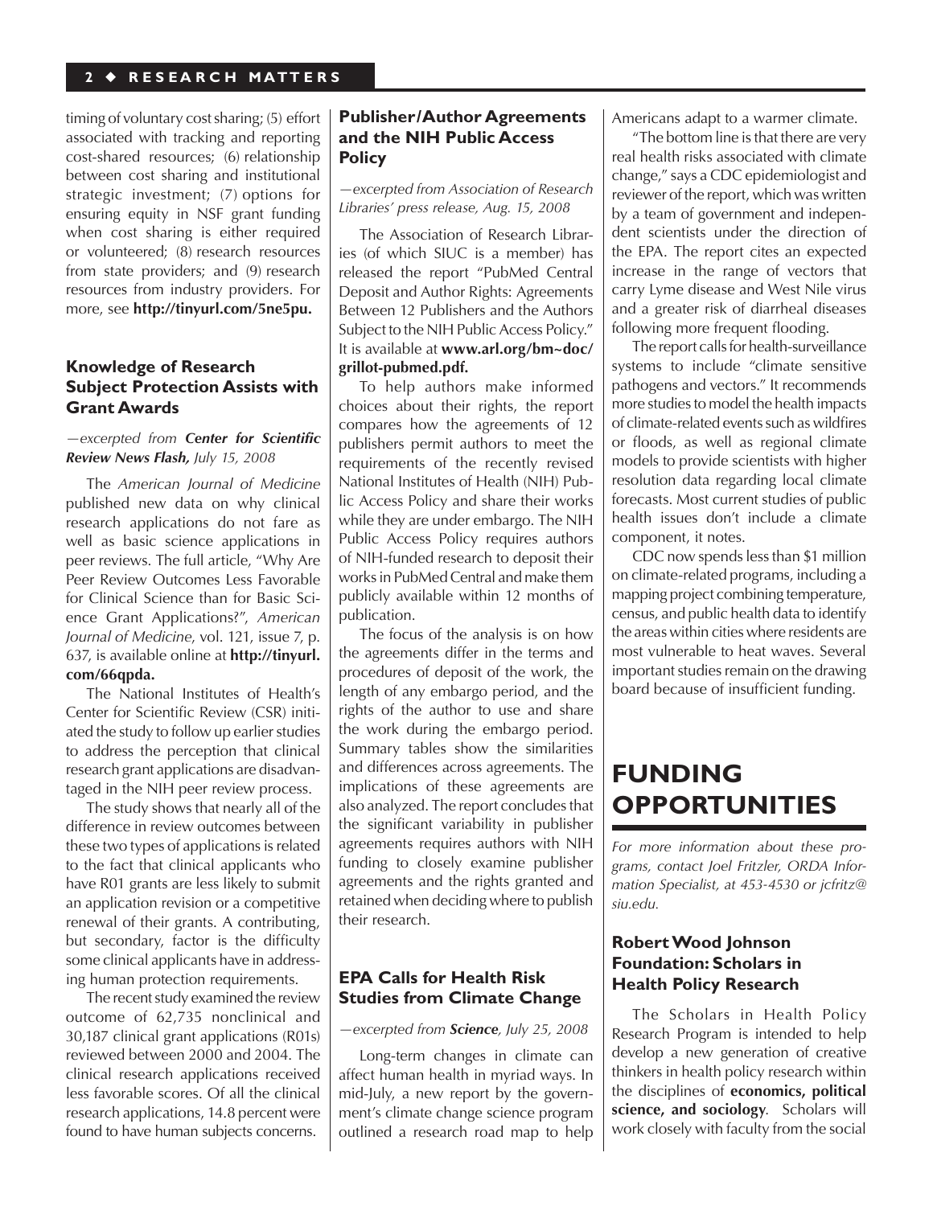timing of voluntary cost sharing; (5) effort associated with tracking and reporting cost-shared resources; (6) relationship between cost sharing and institutional strategic investment; (7) options for ensuring equity in NSF grant funding when cost sharing is either required or volunteered; (8) research resources from state providers; and (9) research resources from industry providers. For more, see **http://tinyurl.com/5ne5pu.**

### Knowledge of Research Subject Protection Assists with Grant Awards

*—excerpted from* ***Center for Scientific Review News Flash,*** *July 15, 2008*

The *American Journal of Medicine* published new data on why clinical research applications do not fare as well as basic science applications in peer reviews. The full article, "Why Are Peer Review Outcomes Less Favorable for Clinical Science than for Basic Science Grant Applications?", *American Journal of Medicine*, vol. 121, issue 7, p. 637, is available online at **http://tinyurl.com/66qpda.**

The National Institutes of Health's Center for Scientific Review (CSR) initiated the study to follow up earlier studies to address the perception that clinical research grant applications are disadvantaged in the NIH peer review process.

The study shows that nearly all of the difference in review outcomes between these two types of applications is related to the fact that clinical applicants who have R01 grants are less likely to submit an application revision or a competitive renewal of their grants. A contributing, but secondary, factor is the difficulty some clinical applicants have in addressing human protection requirements.

The recent study examined the review outcome of 62,735 nonclinical and 30,187 clinical grant applications (R01s) reviewed between 2000 and 2004. The clinical research applications received less favorable scores. Of all the clinical research applications, 14.8 percent were found to have human subjects concerns.

### Publisher/Author Agreements and the NIH Public Access Policy

*—excerpted from Association of Research Libraries' press release, Aug. 15, 2008*

The Association of Research Libraries (of which SIUC is a member) has released the report "PubMed Central Deposit and Author Rights: Agreements Between 12 Publishers and the Authors Subject to the NIH Public Access Policy." It is available at **www.arl.org/bm~doc/grillot-pubmed.pdf.**

To help authors make informed choices about their rights, the report compares how the agreements of 12 publishers permit authors to meet the requirements of the recently revised National Institutes of Health (NIH) Public Access Policy and share their works while they are under embargo. The NIH Public Access Policy requires authors of NIH-funded research to deposit their works in PubMed Central and make them publicly available within 12 months of publication.

The focus of the analysis is on how the agreements differ in the terms and procedures of deposit of the work, the length of any embargo period, and the rights of the author to use and share the work during the embargo period. Summary tables show the similarities and differences across agreements. The implications of these agreements are also analyzed. The report concludes that the significant variability in publisher agreements requires authors with NIH funding to closely examine publisher agreements and the rights granted and retained when deciding where to publish their research.

### EPA Calls for Health Risk Studies from Climate Change

*—excerpted from* ***Science****, July 25, 2008*

Long-term changes in climate can affect human health in myriad ways. In mid-July, a new report by the government's climate change science program outlined a research road map to help Americans adapt to a warmer climate.

"The bottom line is that there are very real health risks associated with climate change," says a CDC epidemiologist and reviewer of the report, which was written by a team of government and independent scientists under the direction of the EPA. The report cites an expected increase in the range of vectors that carry Lyme disease and West Nile virus and a greater risk of diarrheal diseases following more frequent flooding.

The report calls for health-surveillance systems to include "climate sensitive pathogens and vectors." It recommends more studies to model the health impacts of climate-related events such as wildfires or floods, as well as regional climate models to provide scientists with higher resolution data regarding local climate forecasts. Most current studies of public health issues don't include a climate component, it notes.

CDC now spends less than $1 million on climate-related programs, including a mapping project combining temperature, census, and public health data to identify the areas within cities where residents are most vulnerable to heat waves. Several important studies remain on the drawing board because of insufficient funding.

## FUNDING OPPORTUNITIES

*For more information about these programs, contact Joel Fritzler, ORDA Information Specialist, at 453-4530 or jcfritz@siu.edu.*

### Robert Wood Johnson Foundation: Scholars in Health Policy Research

The Scholars in Health Policy Research Program is intended to help develop a new generation of creative thinkers in health policy research within the disciplines of **economics, political science, and sociology**. Scholars will work closely with faculty from the social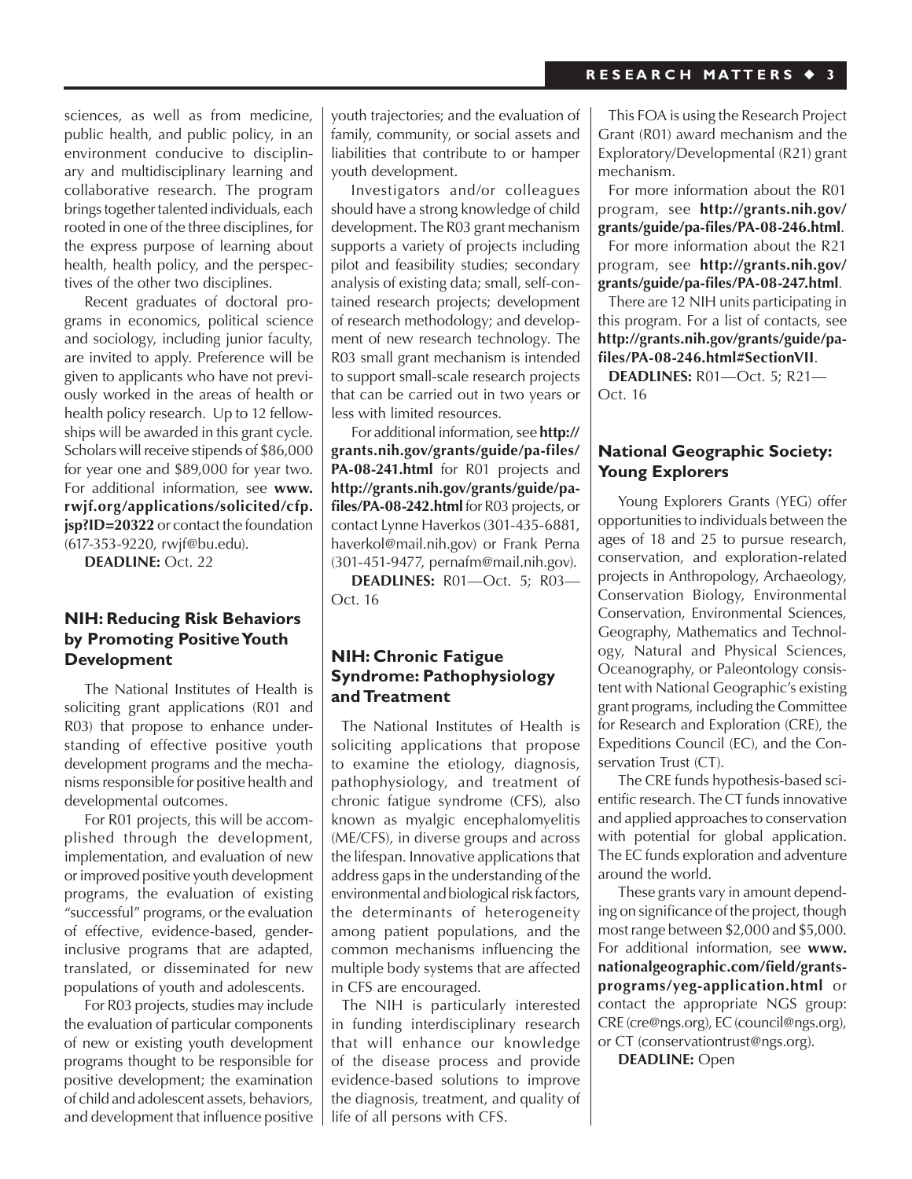sciences, as well as from medicine, public health, and public policy, in an environment conducive to disciplinary and multidisciplinary learning and collaborative research. The program brings together talented individuals, each rooted in one of the three disciplines, for the express purpose of learning about health, health policy, and the perspectives of the other two disciplines.

Recent graduates of doctoral programs in economics, political science and sociology, including junior faculty, are invited to apply. Preference will be given to applicants who have not previously worked in the areas of health or health policy research. Up to 12 fellowships will be awarded in this grant cycle. Scholars will receive stipends of $86,000 for year one and $89,000 for year two. For additional information, see **www.rwjf.org/applications/solicited/cfp.jsp?ID=20322** or contact the foundation (617-353-9220, rwjf@bu.edu).

**DEADLINE:** Oct. 22

### NIH: Reducing Risk Behaviors by Promoting Positive Youth Development

The National Institutes of Health is soliciting grant applications (R01 and R03) that propose to enhance understanding of effective positive youth development programs and the mechanisms responsible for positive health and developmental outcomes.

For R01 projects, this will be accomplished through the development, implementation, and evaluation of new or improved positive youth development programs, the evaluation of existing "successful" programs, or the evaluation of effective, evidence-based, gender-inclusive programs that are adapted, translated, or disseminated for new populations of youth and adolescents.

For R03 projects, studies may include the evaluation of particular components of new or existing youth development programs thought to be responsible for positive development; the examination of child and adolescent assets, behaviors, and development that influence positive youth trajectories; and the evaluation of family, community, or social assets and liabilities that contribute to or hamper youth development.

Investigators and/or colleagues should have a strong knowledge of child development. The R03 grant mechanism supports a variety of projects including pilot and feasibility studies; secondary analysis of existing data; small, self-contained research projects; development of research methodology; and development of new research technology. The R03 small grant mechanism is intended to support small-scale research projects that can be carried out in two years or less with limited resources.

For additional information, see **http://grants.nih.gov/grants/guide/pa-files/PA-08-241.html** for R01 projects and **http://grants.nih.gov/grants/guide/pa-files/PA-08-242.html** for R03 projects, or contact Lynne Haverkos (301-435-6881, haverkol@mail.nih.gov) or Frank Perna (301-451-9477, pernafm@mail.nih.gov).

**DEADLINES:** R01—Oct. 5; R03—Oct. 16

### NIH: Chronic Fatigue Syndrome: Pathophysiology and Treatment

The National Institutes of Health is soliciting applications that propose to examine the etiology, diagnosis, pathophysiology, and treatment of chronic fatigue syndrome (CFS), also known as myalgic encephalomyelitis (ME/CFS), in diverse groups and across the lifespan. Innovative applications that address gaps in the understanding of the environmental and biological risk factors, the determinants of heterogeneity among patient populations, and the common mechanisms influencing the multiple body systems that are affected in CFS are encouraged.

The NIH is particularly interested in funding interdisciplinary research that will enhance our knowledge of the disease process and provide evidence-based solutions to improve the diagnosis, treatment, and quality of life of all persons with CFS.

This FOA is using the Research Project Grant (R01) award mechanism and the Exploratory/Developmental (R21) grant mechanism.

For more information about the R01 program, see **http://grants.nih.gov/grants/guide/pa-files/PA-08-246.html**.

For more information about the R21 program, see **http://grants.nih.gov/grants/guide/pa-files/PA-08-247.html**.

There are 12 NIH units participating in this program. For a list of contacts, see **http://grants.nih.gov/grants/guide/pa-files/PA-08-246.html#SectionVII**.

**DEADLINES:** R01—Oct. 5; R21—Oct. 16

### National Geographic Society: Young Explorers

Young Explorers Grants (YEG) offer opportunities to individuals between the ages of 18 and 25 to pursue research, conservation, and exploration-related projects in Anthropology, Archaeology, Conservation Biology, Environmental Conservation, Environmental Sciences, Geography, Mathematics and Technology, Natural and Physical Sciences, Oceanography, or Paleontology consistent with National Geographic's existing grant programs, including the Committee for Research and Exploration (CRE), the Expeditions Council (EC), and the Conservation Trust (CT).

The CRE funds hypothesis-based scientific research. The CT funds innovative and applied approaches to conservation with potential for global application. The EC funds exploration and adventure around the world.

These grants vary in amount depending on significance of the project, though most range between $2,000 and $5,000. For additional information, see **www.nationalgeographic.com/field/grants-programs/yeg-application.html** or contact the appropriate NGS group: CRE (cre@ngs.org), EC (council@ngs.org), or CT (conservationtrust@ngs.org).

**DEADLINE:** Open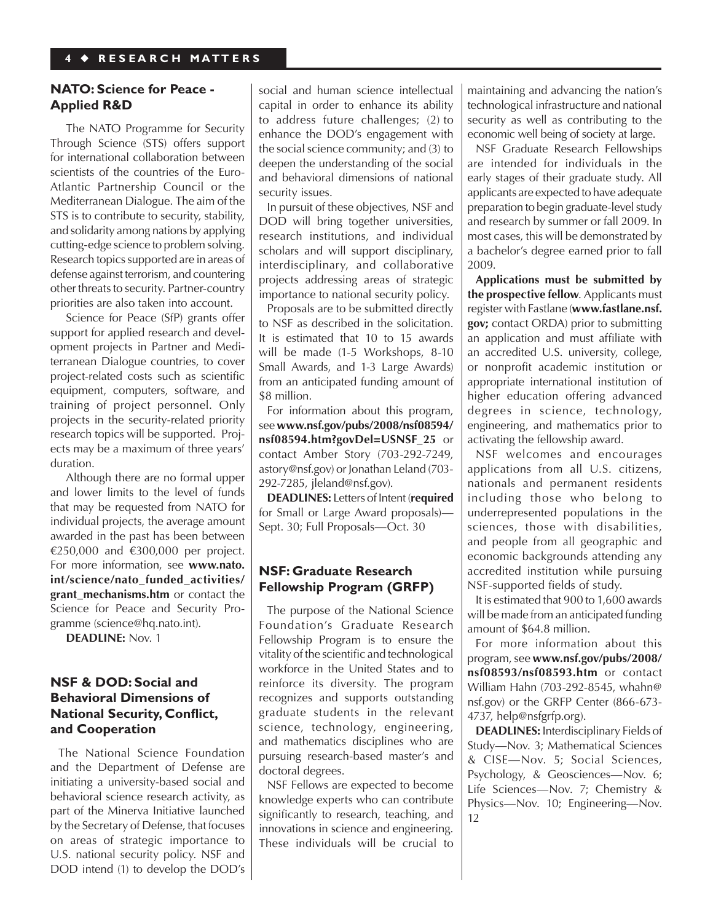## NATO: Science for Peace - Applied R&D

The NATO Programme for Security Through Science (STS) offers support for international collaboration between scientists of the countries of the Euro-Atlantic Partnership Council or the Mediterranean Dialogue. The aim of the STS is to contribute to security, stability, and solidarity among nations by applying cutting-edge science to problem solving. Research topics supported are in areas of defense against terrorism, and countering other threats to security. Partner-country priorities are also taken into account.

Science for Peace (SfP) grants offer support for applied research and development projects in Partner and Mediterranean Dialogue countries, to cover project-related costs such as scientific equipment, computers, software, and training of project personnel. Only projects in the security-related priority research topics will be supported. Projects may be a maximum of three years' duration.

Although there are no formal upper and lower limits to the level of funds that may be requested from NATO for individual projects, the average amount awarded in the past has been between €250,000 and €300,000 per project. For more information, see **www.nato.int/science/nato_funded_activities/grant_mechanisms.htm** or contact the Science for Peace and Security Programme (science@hq.nato.int).

**DEADLINE:** Nov. 1

## NSF & DOD: Social and Behavioral Dimensions of National Security, Conflict, and Cooperation

The National Science Foundation and the Department of Defense are initiating a university-based social and behavioral research activity, as part of the Minerva Initiative launched by the Secretary of Defense, that focuses on areas of strategic importance to U.S. national security policy. NSF and DOD intend (1) to develop the DOD's social and human science intellectual capital in order to enhance its ability to address future challenges; (2) to enhance the DOD's engagement with the social science community; and (3) to deepen the understanding of the social and behavioral dimensions of national security issues.

In pursuit of these objectives, NSF and DOD will bring together universities, research institutions, and individual scholars and will support disciplinary, interdisciplinary, and collaborative projects addressing areas of strategic importance to national security policy.

Proposals are to be submitted directly to NSF as described in the solicitation. It is estimated that 10 to 15 awards will be made (1-5 Workshops, 8-10 Small Awards, and 1-3 Large Awards) from an anticipated funding amount of $8 million.

For information about this program, see **www.nsf.gov/pubs/2008/nsf08594/nsf08594.htm?govDel=USNSF_25** or contact Amber Story (703-292-7249, astory@nsf.gov) or Jonathan Leland (703-292-7285, jleland@nsf.gov).

**DEADLINES:** Letters of Intent (**required** for Small or Large Award proposals)—Sept. 30; Full Proposals—Oct. 30

## NSF: Graduate Research Fellowship Program (GRFP)

The purpose of the National Science Foundation's Graduate Research Fellowship Program is to ensure the vitality of the scientific and technological workforce in the United States and to reinforce its diversity. The program recognizes and supports outstanding graduate students in the relevant science, technology, engineering, and mathematics disciplines who are pursuing research-based master's and doctoral degrees.

NSF Fellows are expected to become knowledge experts who can contribute significantly to research, teaching, and innovations in science and engineering. These individuals will be crucial to maintaining and advancing the nation's technological infrastructure and national security as well as contributing to the economic well being of society at large.

NSF Graduate Research Fellowships are intended for individuals in the early stages of their graduate study. All applicants are expected to have adequate preparation to begin graduate-level study and research by summer or fall 2009. In most cases, this will be demonstrated by a bachelor's degree earned prior to fall 2009.

**Applications must be submitted by the prospective fellow**. Applicants must register with Fastlane (**www.fastlane.nsf.gov;** contact ORDA) prior to submitting an application and must affiliate with an accredited U.S. university, college, or nonprofit academic institution or appropriate international institution of higher education offering advanced degrees in science, technology, engineering, and mathematics prior to activating the fellowship award.

NSF welcomes and encourages applications from all U.S. citizens, nationals and permanent residents including those who belong to underrepresented populations in the sciences, those with disabilities, and people from all geographic and economic backgrounds attending any accredited institution while pursuing NSF-supported fields of study.

It is estimated that 900 to 1,600 awards will be made from an anticipated funding amount of $64.8 million.

For more information about this program, see **www.nsf.gov/pubs/2008/nsf08593/nsf08593.htm** or contact William Hahn (703-292-8545, whahn@nsf.gov) or the GRFP Center (866-673-4737, help@nsfgrfp.org).

**DEADLINES:** Interdisciplinary Fields of Study—Nov. 3; Mathematical Sciences & CISE—Nov. 5; Social Sciences, Psychology, & Geosciences—Nov. 6; Life Sciences—Nov. 7; Chemistry & Physics—Nov. 10; Engineering—Nov. 12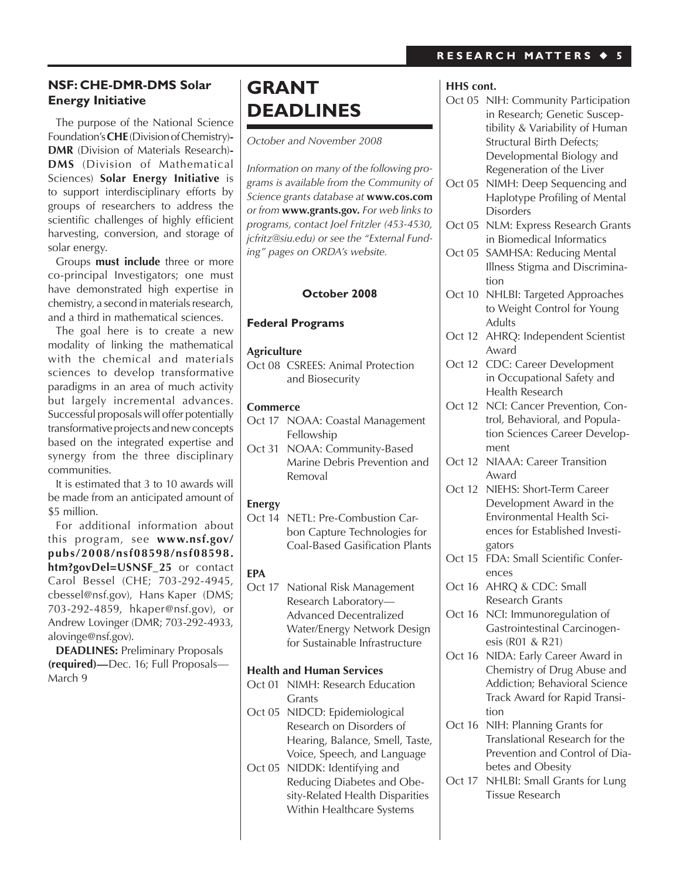### NSF: CHE-DMR-DMS Solar Energy Initiative

The purpose of the National Science Foundation's **CHE** (Division of Chemistry)**-DMR** (Division of Materials Research)**-DMS** (Division of Mathematical Sciences) **Solar Energy Initiative** is to support interdisciplinary efforts by groups of researchers to address the scientific challenges of highly efficient harvesting, conversion, and storage of solar energy.

Groups **must include** three or more co-principal Investigators; one must have demonstrated high expertise in chemistry, a second in materials research, and a third in mathematical sciences.

The goal here is to create a new modality of linking the mathematical with the chemical and materials sciences to develop transformative paradigms in an area of much activity but largely incremental advances. Successful proposals will offer potentially transformative projects and new concepts based on the integrated expertise and synergy from the three disciplinary communities.

It is estimated that 3 to 10 awards will be made from an anticipated amount of $5 million.

For additional information about this program, see **www.nsf.gov/pubs/2008/nsf08598/nsf08598.htm?govDel=USNSF_25** or contact Carol Bessel (CHE; 703-292-4945, cbessel@nsf.gov), Hans Kaper (DMS; 703-292-4859, hkaper@nsf.gov), or Andrew Lovinger (DMR; 703-292-4933, alovinge@nsf.gov).

**DEADLINES:** Preliminary Proposals **(required)—**Dec. 16; Full Proposals—March 9

# GRANT DEADLINES

*October and November 2008*

*Information on many of the following programs is available from the Community of Science grants database at* **www.cos.com** *or from* **www.grants.gov.** *For web links to programs, contact Joel Fritzler (453-4530, jcfritz@siu.edu) or see the "External Funding" pages on ORDA's website.*

## October 2008

### Federal Programs

**Agriculture**

- Oct 08 CSREES: Animal Protection and Biosecurity

**Commerce**

- Oct 17 NOAA: Coastal Management Fellowship
- Oct 31 NOAA: Community-Based Marine Debris Prevention and Removal

**Energy**

- Oct 14 NETL: Pre-Combustion Carbon Capture Technologies for Coal-Based Gasification Plants

**EPA**

- Oct 17 National Risk Management Research Laboratory—Advanced Decentralized Water/Energy Network Design for Sustainable Infrastructure

**Health and Human Services**

- Oct 01 NIMH: Research Education Grants
- Oct 05 NIDCD: Epidemiological Research on Disorders of Hearing, Balance, Smell, Taste, Voice, Speech, and Language
- Oct 05 NIDDK: Identifying and Reducing Diabetes and Obesity-Related Health Disparities Within Healthcare Systems

**HHS cont.**

- Oct 05 NIH: Community Participation in Research; Genetic Susceptibility & Variability of Human Structural Birth Defects; Developmental Biology and Regeneration of the Liver
- Oct 05 NIMH: Deep Sequencing and Haplotype Profiling of Mental Disorders
- Oct 05 NLM: Express Research Grants in Biomedical Informatics
- Oct 05 SAMHSA: Reducing Mental Illness Stigma and Discrimination
- Oct 10 NHLBI: Targeted Approaches to Weight Control for Young Adults
- Oct 12 AHRQ: Independent Scientist Award
- Oct 12 CDC: Career Development in Occupational Safety and Health Research
- Oct 12 NCI: Cancer Prevention, Control, Behavioral, and Population Sciences Career Development
- Oct 12 NIAAA: Career Transition Award
- Oct 12 NIEHS: Short-Term Career Development Award in the Environmental Health Sciences for Established Investigators
- Oct 15 FDA: Small Scientific Conferences
- Oct 16 AHRQ & CDC: Small Research Grants
- Oct 16 NCI: Immunoregulation of Gastrointestinal Carcinogenesis (R01 & R21)
- Oct 16 NIDA: Early Career Award in Chemistry of Drug Abuse and Addiction; Behavioral Science Track Award for Rapid Transition
- Oct 16 NIH: Planning Grants for Translational Research for the Prevention and Control of Diabetes and Obesity
- Oct 17 NHLBI: Small Grants for Lung Tissue Research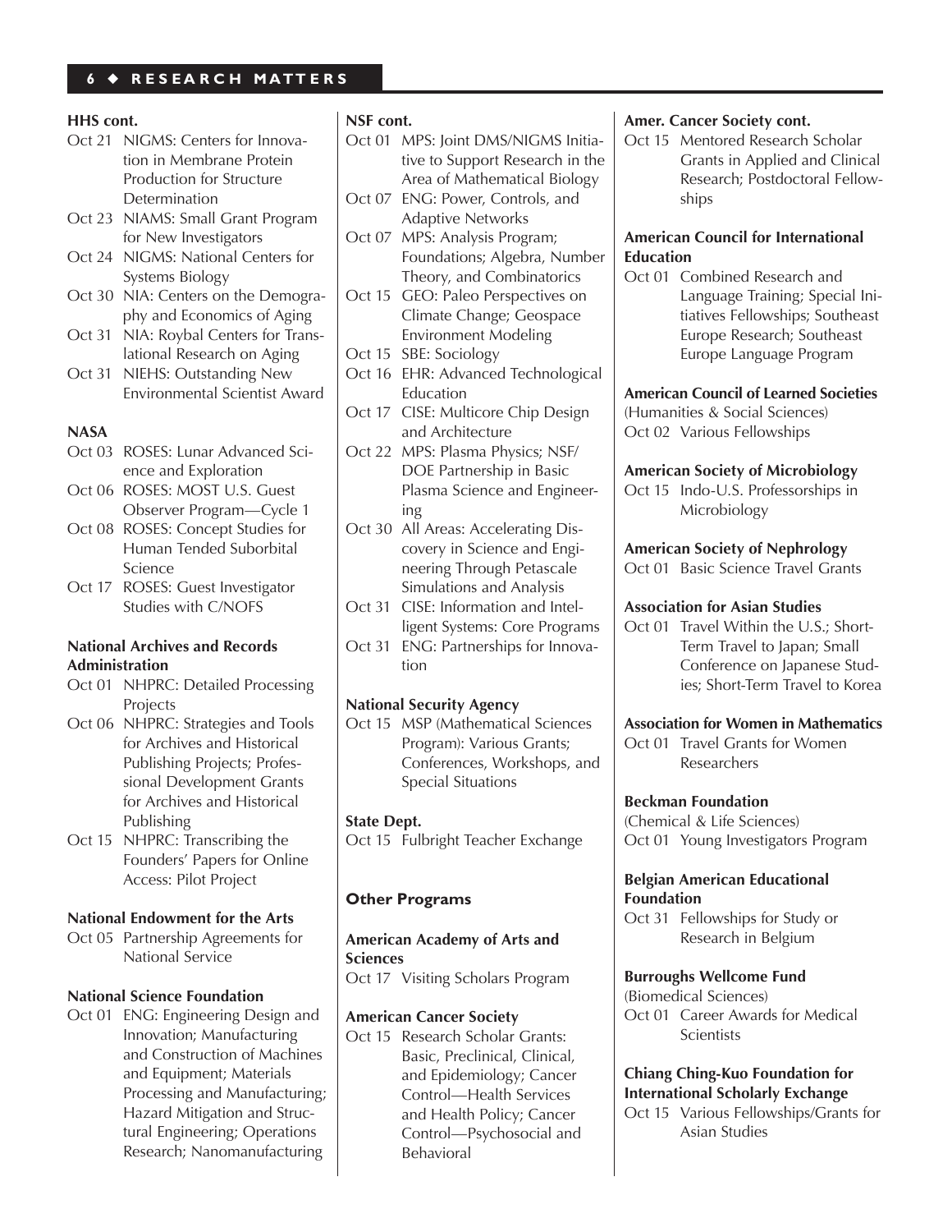**HHS cont.**

- Oct 21 NIGMS: Centers for Innovation in Membrane Protein Production for Structure Determination
- Oct 23 NIAMS: Small Grant Program for New Investigators
- Oct 24 NIGMS: National Centers for Systems Biology
- Oct 30 NIA: Centers on the Demography and Economics of Aging
- Oct 31 NIA: Roybal Centers for Translational Research on Aging
- Oct 31 NIEHS: Outstanding New Environmental Scientist Award

**NASA**

- Oct 03 ROSES: Lunar Advanced Science and Exploration
- Oct 06 ROSES: MOST U.S. Guest Observer Program—Cycle 1
- Oct 08 ROSES: Concept Studies for Human Tended Suborbital Science
- Oct 17 ROSES: Guest Investigator Studies with C/NOFS

**National Archives and Records Administration**

- Oct 01 NHPRC: Detailed Processing Projects
- Oct 06 NHPRC: Strategies and Tools for Archives and Historical Publishing Projects; Professional Development Grants for Archives and Historical Publishing
- Oct 15 NHPRC: Transcribing the Founders' Papers for Online Access: Pilot Project

**National Endowment for the Arts**

- Oct 05 Partnership Agreements for National Service

**National Science Foundation**

- Oct 01 ENG: Engineering Design and Innovation; Manufacturing and Construction of Machines and Equipment; Materials Processing and Manufacturing; Hazard Mitigation and Structural Engineering; Operations Research; Nanomanufacturing

**NSF cont.**

- Oct 01 MPS: Joint DMS/NIGMS Initiative to Support Research in the Area of Mathematical Biology
- Oct 07 ENG: Power, Controls, and Adaptive Networks
- Oct 07 MPS: Analysis Program; Foundations; Algebra, Number Theory, and Combinatorics
- Oct 15 GEO: Paleo Perspectives on Climate Change; Geospace Environment Modeling
- Oct 15 SBE: Sociology
- Oct 16 EHR: Advanced Technological Education
- Oct 17 CISE: Multicore Chip Design and Architecture
- Oct 22 MPS: Plasma Physics; NSF/DOE Partnership in Basic Plasma Science and Engineering
- Oct 30 All Areas: Accelerating Discovery in Science and Engineering Through Petascale Simulations and Analysis
- Oct 31 CISE: Information and Intelligent Systems: Core Programs
- Oct 31 ENG: Partnerships for Innovation

**National Security Agency**

- Oct 15 MSP (Mathematical Sciences Program): Various Grants; Conferences, Workshops, and Special Situations

**State Dept.**

- Oct 15 Fulbright Teacher Exchange

## Other Programs

**American Academy of Arts and Sciences**

- Oct 17 Visiting Scholars Program

**American Cancer Society**

- Oct 15 Research Scholar Grants: Basic, Preclinical, Clinical, and Epidemiology; Cancer Control—Health Services and Health Policy; Cancer Control—Psychosocial and Behavioral

**Amer. Cancer Society cont.**

- Oct 15 Mentored Research Scholar Grants in Applied and Clinical Research; Postdoctoral Fellowships

**American Council for International Education**

- Oct 01 Combined Research and Language Training; Special Initiatives Fellowships; Southeast Europe Research; Southeast Europe Language Program

**American Council of Learned Societies**

(Humanities & Social Sciences)

- Oct 02 Various Fellowships

**American Society of Microbiology**

- Oct 15 Indo-U.S. Professorships in Microbiology

**American Society of Nephrology**

- Oct 01 Basic Science Travel Grants

**Association for Asian Studies**

- Oct 01 Travel Within the U.S.; Short-Term Travel to Japan; Small Conference on Japanese Studies; Short-Term Travel to Korea

**Association for Women in Mathematics**

- Oct 01 Travel Grants for Women Researchers

**Beckman Foundation**

(Chemical & Life Sciences)

- Oct 01 Young Investigators Program

**Belgian American Educational Foundation**

- Oct 31 Fellowships for Study or Research in Belgium

**Burroughs Wellcome Fund**

(Biomedical Sciences)

- Oct 01 Career Awards for Medical Scientists

**Chiang Ching-Kuo Foundation for International Scholarly Exchange**

- Oct 15 Various Fellowships/Grants for Asian Studies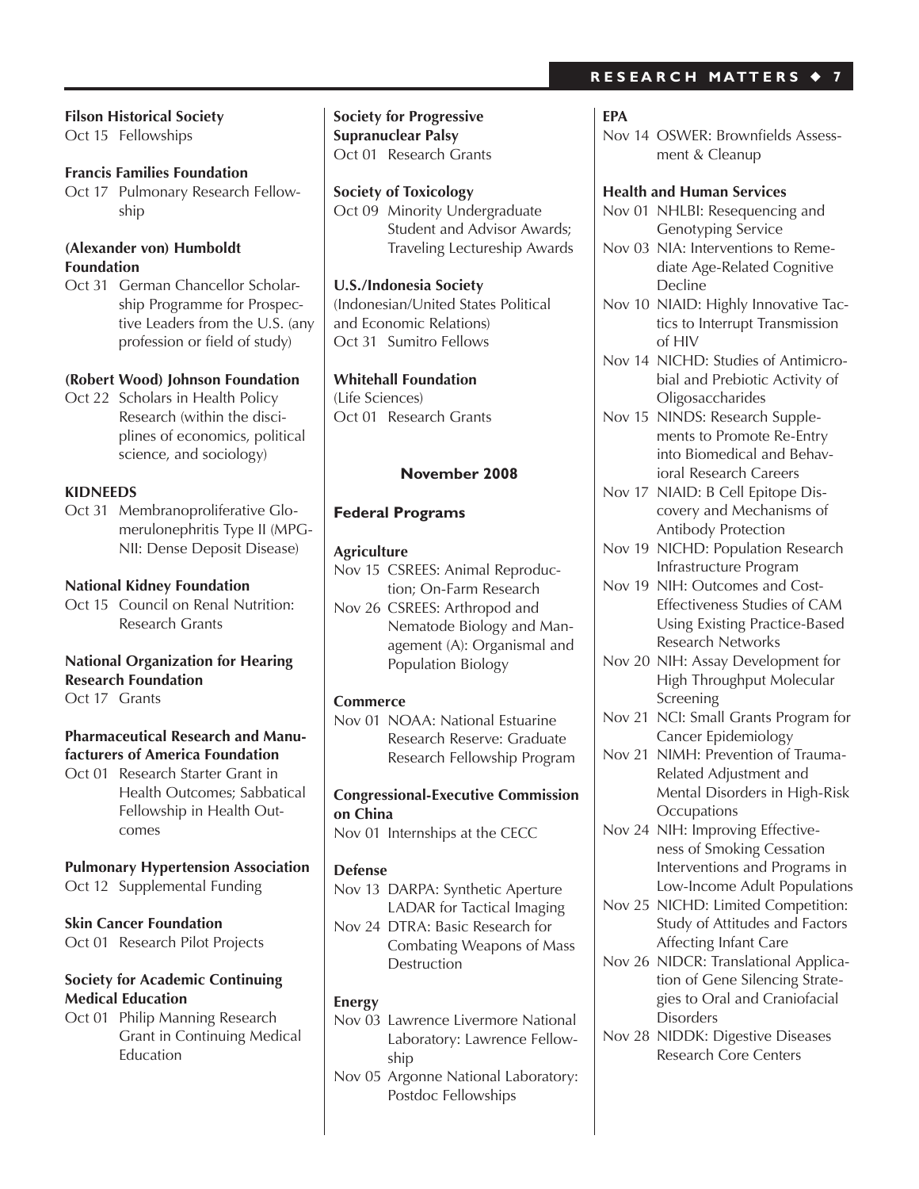**Filson Historical Society**

Oct 15 Fellowships

**Francis Families Foundation**

Oct 17 Pulmonary Research Fellowship

**(Alexander von) Humboldt Foundation**

Oct 31 German Chancellor Scholarship Programme for Prospective Leaders from the U.S. (any profession or field of study)

**(Robert Wood) Johnson Foundation**

Oct 22 Scholars in Health Policy Research (within the disciplines of economics, political science, and sociology)

**KIDNEEDS**

Oct 31 Membranoproliferative Glomerulonephritis Type II (MPGNII: Dense Deposit Disease)

**National Kidney Foundation**

Oct 15 Council on Renal Nutrition: Research Grants

**National Organization for Hearing Research Foundation**

Oct 17 Grants

**Pharmaceutical Research and Manufacturers of America Foundation**

Oct 01 Research Starter Grant in Health Outcomes; Sabbatical Fellowship in Health Outcomes

**Pulmonary Hypertension Association**

Oct 12 Supplemental Funding

**Skin Cancer Foundation**

Oct 01 Research Pilot Projects

**Society for Academic Continuing Medical Education**

Oct 01 Philip Manning Research Grant in Continuing Medical Education

**Society for Progressive Supranuclear Palsy**

Oct 01 Research Grants

**Society of Toxicology**

Oct 09 Minority Undergraduate Student and Advisor Awards; Traveling Lectureship Awards

**U.S./Indonesia Society**

(Indonesian/United States Political and Economic Relations)

Oct 31 Sumitro Fellows

**Whitehall Foundation**

(Life Sciences)

Oct 01 Research Grants

## November 2008

### Federal Programs

**Agriculture**

Nov 15 CSREES: Animal Reproduction; On-Farm Research

Nov 26 CSREES: Arthropod and Nematode Biology and Management (A): Organismal and Population Biology

**Commerce**

Nov 01 NOAA: National Estuarine Research Reserve: Graduate Research Fellowship Program

**Congressional-Executive Commission on China**

Nov 01 Internships at the CECC

**Defense**

Nov 13 DARPA: Synthetic Aperture LADAR for Tactical Imaging

Nov 24 DTRA: Basic Research for Combating Weapons of Mass Destruction

**Energy**

Nov 03 Lawrence Livermore National Laboratory: Lawrence Fellowship

Nov 05 Argonne National Laboratory: Postdoc Fellowships

**EPA**

Nov 14 OSWER: Brownfields Assessment & Cleanup

**Health and Human Services**

Nov 01 NHLBI: Resequencing and Genotyping Service

Nov 03 NIA: Interventions to Remediate Age-Related Cognitive Decline

Nov 10 NIAID: Highly Innovative Tactics to Interrupt Transmission of HIV

Nov 14 NICHD: Studies of Antimicrobial and Prebiotic Activity of Oligosaccharides

Nov 15 NINDS: Research Supplements to Promote Re-Entry into Biomedical and Behavioral Research Careers

Nov 17 NIAID: B Cell Epitope Discovery and Mechanisms of Antibody Protection

Nov 19 NICHD: Population Research Infrastructure Program

Nov 19 NIH: Outcomes and Cost-Effectiveness Studies of CAM Using Existing Practice-Based Research Networks

Nov 20 NIH: Assay Development for High Throughput Molecular Screening

Nov 21 NCI: Small Grants Program for Cancer Epidemiology

Nov 21 NIMH: Prevention of Trauma-Related Adjustment and Mental Disorders in High-Risk Occupations

Nov 24 NIH: Improving Effectiveness of Smoking Cessation Interventions and Programs in Low-Income Adult Populations

Nov 25 NICHD: Limited Competition: Study of Attitudes and Factors Affecting Infant Care

Nov 26 NIDCR: Translational Application of Gene Silencing Strategies to Oral and Craniofacial Disorders

Nov 28 NIDDK: Digestive Diseases Research Core Centers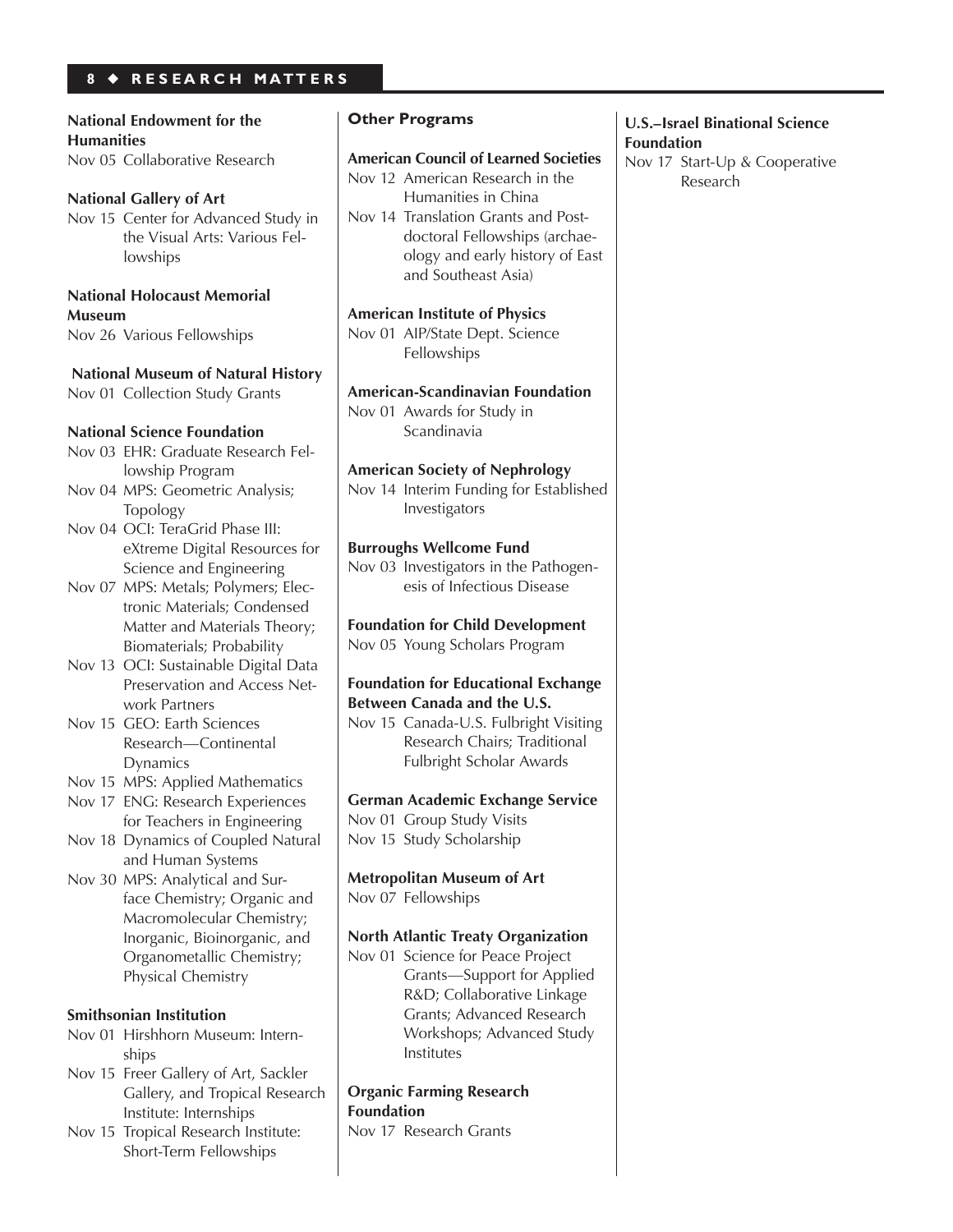**National Endowment for the Humanities**

Nov 05 Collaborative Research

**National Gallery of Art**

Nov 15 Center for Advanced Study in the Visual Arts: Various Fellowships

**National Holocaust Memorial Museum**

Nov 26 Various Fellowships

**National Museum of Natural History**

Nov 01 Collection Study Grants

**National Science Foundation**

Nov 03 EHR: Graduate Research Fellowship Program

Nov 04 MPS: Geometric Analysis; Topology

Nov 04 OCI: TeraGrid Phase III: eXtreme Digital Resources for Science and Engineering

Nov 07 MPS: Metals; Polymers; Electronic Materials; Condensed Matter and Materials Theory; Biomaterials; Probability

Nov 13 OCI: Sustainable Digital Data Preservation and Access Network Partners

Nov 15 GEO: Earth Sciences Research—Continental Dynamics

Nov 15 MPS: Applied Mathematics

Nov 17 ENG: Research Experiences for Teachers in Engineering

Nov 18 Dynamics of Coupled Natural and Human Systems

Nov 30 MPS: Analytical and Surface Chemistry; Organic and Macromolecular Chemistry; Inorganic, Bioinorganic, and Organometallic Chemistry; Physical Chemistry

**Smithsonian Institution**

Nov 01 Hirshhorn Museum: Internships

Nov 15 Freer Gallery of Art, Sackler Gallery, and Tropical Research Institute: Internships

Nov 15 Tropical Research Institute: Short-Term Fellowships

## Other Programs

**American Council of Learned Societies**

Nov 12 American Research in the Humanities in China

Nov 14 Translation Grants and Postdoctoral Fellowships (archaeology and early history of East and Southeast Asia)

**American Institute of Physics**

Nov 01 AIP/State Dept. Science Fellowships

**American-Scandinavian Foundation**

Nov 01 Awards for Study in Scandinavia

**American Society of Nephrology**

Nov 14 Interim Funding for Established Investigators

**Burroughs Wellcome Fund**

Nov 03 Investigators in the Pathogenesis of Infectious Disease

**Foundation for Child Development**

Nov 05 Young Scholars Program

**Foundation for Educational Exchange Between Canada and the U.S.**

Nov 15 Canada-U.S. Fulbright Visiting Research Chairs; Traditional Fulbright Scholar Awards

**German Academic Exchange Service**

Nov 01 Group Study Visits

Nov 15 Study Scholarship

**Metropolitan Museum of Art**

Nov 07 Fellowships

**North Atlantic Treaty Organization**

Nov 01 Science for Peace Project Grants—Support for Applied R&D; Collaborative Linkage Grants; Advanced Research Workshops; Advanced Study Institutes

**Organic Farming Research Foundation**

Nov 17 Research Grants

**U.S.–Israel Binational Science Foundation**

Nov 17 Start-Up & Cooperative Research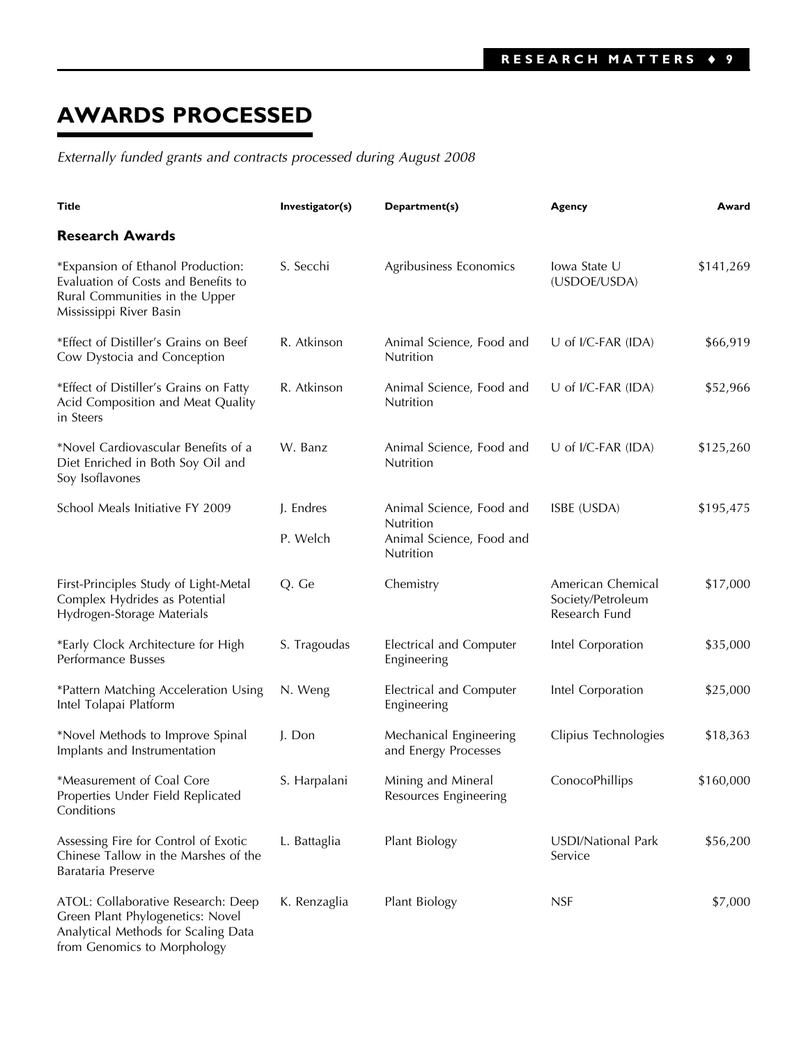# AWARDS PROCESSED

*Externally funded grants and contracts processed during August 2008*

| Title | Investigator(s) | Department(s) | Agency | Award |
|---|---|---|---|---|
| **Research Awards** | | | | |
| *Expansion of Ethanol Production: Evaluation of Costs and Benefits to Rural Communities in the Upper Mississippi River Basin | S. Secchi | Agribusiness Economics | Iowa State U (USDOE/USDA) | $141,269 |
| *Effect of Distiller's Grains on Beef Cow Dystocia and Conception | R. Atkinson | Animal Science, Food and Nutrition | U of I/C-FAR (IDA) | $66,919 |
| *Effect of Distiller's Grains on Fatty Acid Composition and Meat Quality in Steers | R. Atkinson | Animal Science, Food and Nutrition | U of I/C-FAR (IDA) | $52,966 |
| *Novel Cardiovascular Benefits of a Diet Enriched in Both Soy Oil and Soy Isoflavones | W. Banz | Animal Science, Food and Nutrition | U of I/C-FAR (IDA) | $125,260 |
| School Meals Initiative FY 2009 | J. Endres<br>P. Welch | Animal Science, Food and Nutrition<br>Animal Science, Food and Nutrition | ISBE (USDA) | $195,475 |
| First-Principles Study of Light-Metal Complex Hydrides as Potential Hydrogen-Storage Materials | Q. Ge | Chemistry | American Chemical Society/Petroleum Research Fund | $17,000 |
| *Early Clock Architecture for High Performance Busses | S. Tragoudas | Electrical and Computer Engineering | Intel Corporation | $35,000 |
| *Pattern Matching Acceleration Using Intel Tolapai Platform | N. Weng | Electrical and Computer Engineering | Intel Corporation | $25,000 |
| *Novel Methods to Improve Spinal Implants and Instrumentation | J. Don | Mechanical Engineering and Energy Processes | Clipius Technologies | $18,363 |
| *Measurement of Coal Core Properties Under Field Replicated Conditions | S. Harpalani | Mining and Mineral Resources Engineering | ConocoPhillips | $160,000 |
| Assessing Fire for Control of Exotic Chinese Tallow in the Marshes of the Barataria Preserve | L. Battaglia | Plant Biology | USDI/National Park Service | $56,200 |
| ATOL: Collaborative Research: Deep Green Plant Phylogenetics: Novel Analytical Methods for Scaling Data from Genomics to Morphology | K. Renzaglia | Plant Biology | NSF | $7,000 |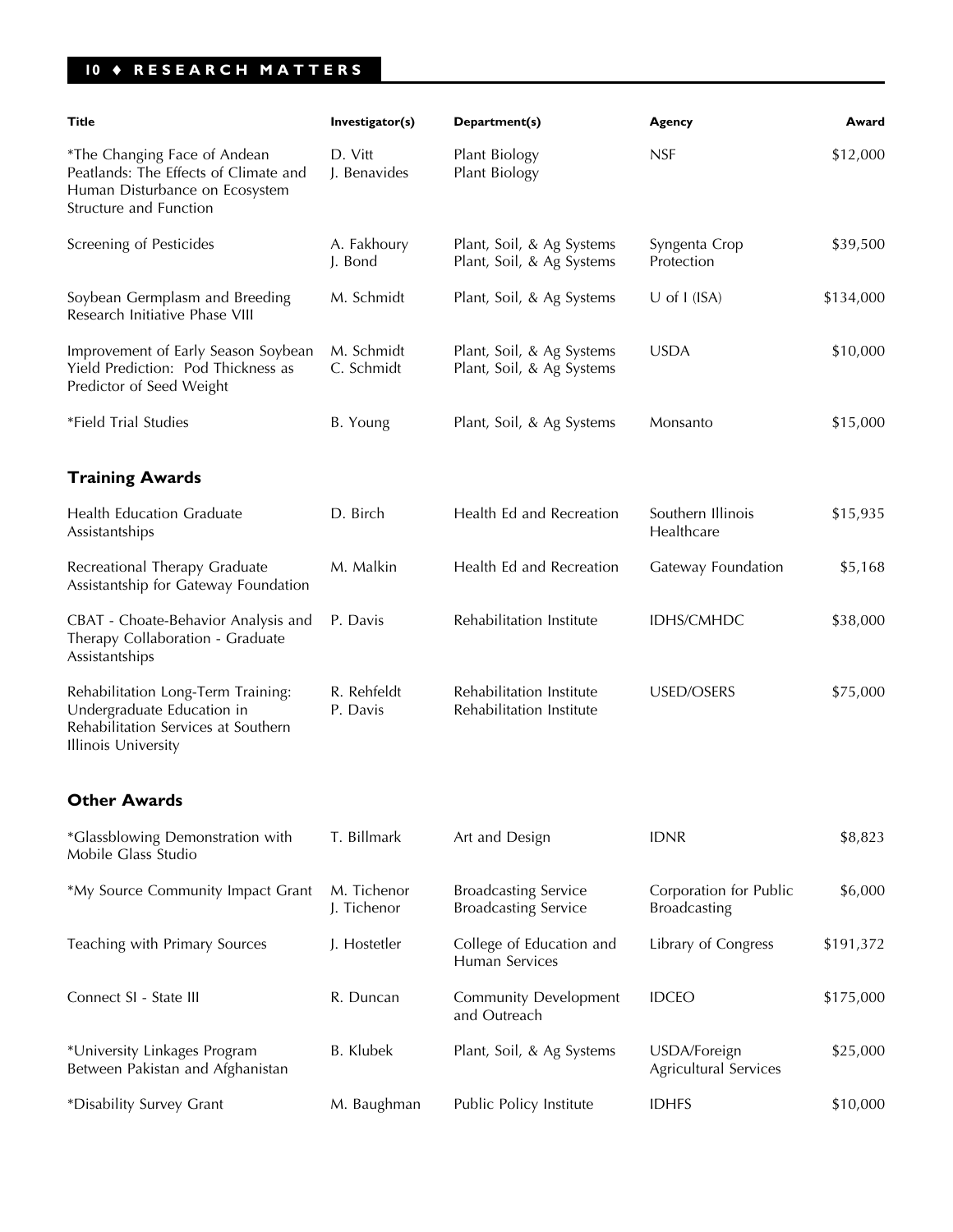| Title | Investigator(s) | Department(s) | Agency | Award |
|---|---|---|---|---|
| *The Changing Face of Andean Peatlands: The Effects of Climate and Human Disturbance on Ecosystem Structure and Function | D. Vitt<br>J. Benavides | Plant Biology<br>Plant Biology | NSF | $12,000 |
| Screening of Pesticides | A. Fakhoury<br>J. Bond | Plant, Soil, & Ag Systems<br>Plant, Soil, & Ag Systems | Syngenta Crop Protection | $39,500 |
| Soybean Germplasm and Breeding Research Initiative Phase VIII | M. Schmidt | Plant, Soil, & Ag Systems | U of I (ISA) | $134,000 |
| Improvement of Early Season Soybean Yield Prediction: Pod Thickness as Predictor of Seed Weight | M. Schmidt<br>C. Schmidt | Plant, Soil, & Ag Systems<br>Plant, Soil, & Ag Systems | USDA | $10,000 |
| *Field Trial Studies | B. Young | Plant, Soil, & Ag Systems | Monsanto | $15,000 |

### Training Awards

| Title | Investigator(s) | Department(s) | Agency | Award |
|---|---|---|---|---|
| Health Education Graduate Assistantships | D. Birch | Health Ed and Recreation | Southern Illinois Healthcare | $15,935 |
| Recreational Therapy Graduate Assistantship for Gateway Foundation | M. Malkin | Health Ed and Recreation | Gateway Foundation | $5,168 |
| CBAT - Choate-Behavior Analysis and Therapy Collaboration - Graduate Assistantships | P. Davis | Rehabilitation Institute | IDHS/CMHDC | $38,000 |
| Rehabilitation Long-Term Training: Undergraduate Education in Rehabilitation Services at Southern Illinois University | R. Rehfeldt<br>P. Davis | Rehabilitation Institute<br>Rehabilitation Institute | USED/OSERS | $75,000 |

### Other Awards

| Title | Investigator(s) | Department(s) | Agency | Award |
|---|---|---|---|---|
| *Glassblowing Demonstration with Mobile Glass Studio | T. Billmark | Art and Design | IDNR | $8,823 |
| *My Source Community Impact Grant | M. Tichenor<br>J. Tichenor | Broadcasting Service<br>Broadcasting Service | Corporation for Public Broadcasting | $6,000 |
| Teaching with Primary Sources | J. Hostetler | College of Education and Human Services | Library of Congress | $191,372 |
| Connect SI - State III | R. Duncan | Community Development and Outreach | IDCEO | $175,000 |
| *University Linkages Program Between Pakistan and Afghanistan | B. Klubek | Plant, Soil, & Ag Systems | USDA/Foreign Agricultural Services | $25,000 |
| *Disability Survey Grant | M. Baughman | Public Policy Institute | IDHFS | $10,000 |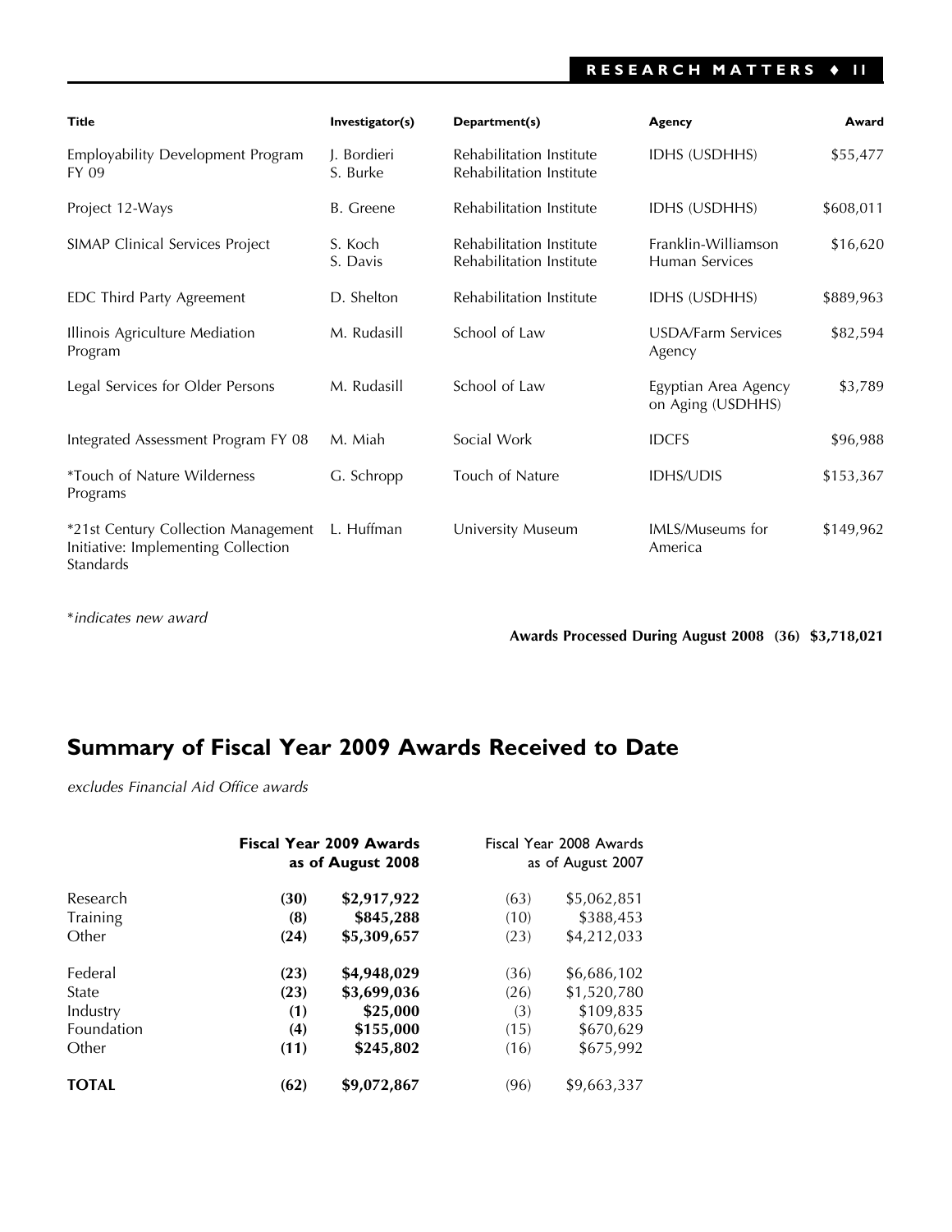| Title | Investigator(s) | Department(s) | Agency | Award |
|---|---|---|---|---|
| Employability Development Program FY 09 | J. Bordieri<br>S. Burke | Rehabilitation Institute<br>Rehabilitation Institute | IDHS (USDHHS) | $55,477 |
| Project 12-Ways | B. Greene | Rehabilitation Institute | IDHS (USDHHS) | $608,011 |
| SIMAP Clinical Services Project | S. Koch<br>S. Davis | Rehabilitation Institute<br>Rehabilitation Institute | Franklin-Williamson Human Services | $16,620 |
| EDC Third Party Agreement | D. Shelton | Rehabilitation Institute | IDHS (USDHHS) | $889,963 |
| Illinois Agriculture Mediation Program | M. Rudasill | School of Law | USDA/Farm Services Agency | $82,594 |
| Legal Services for Older Persons | M. Rudasill | School of Law | Egyptian Area Agency on Aging (USDHHS) | $3,789 |
| Integrated Assessment Program FY 08 | M. Miah | Social Work | IDCFS | $96,988 |
| *Touch of Nature Wilderness Programs | G. Schropp | Touch of Nature | IDHS/UDIS | $153,367 |
| *21st Century Collection Management Initiative: Implementing Collection Standards | L. Huffman | University Museum | IMLS/Museums for America | $149,962 |

**indicates new award*

**Awards Processed During August 2008 (36) $3,718,021**

## Summary of Fiscal Year 2009 Awards Received to Date

*excludes Financial Aid Office awards*

| | **Fiscal Year 2009 Awards as of August 2008** | | Fiscal Year 2008 Awards as of August 2007 | |
|---|---|---|---|---|
| Research | **(30)** | **$2,917,922** | (63) | $5,062,851 |
| Training | **(8)** | **$845,288** | (10) | $388,453 |
| Other | **(24)** | **$5,309,657** | (23) | $4,212,033 |
| Federal | **(23)** | **$4,948,029** | (36) | $6,686,102 |
| State | **(23)** | **$3,699,036** | (26) | $1,520,780 |
| Industry | **(1)** | **$25,000** | (3) | $109,835 |
| Foundation | **(4)** | **$155,000** | (15) | $670,629 |
| Other | **(11)** | **$245,802** | (16) | $675,992 |
| **TOTAL** | **(62)** | **$9,072,867** | (96) | $9,663,337 |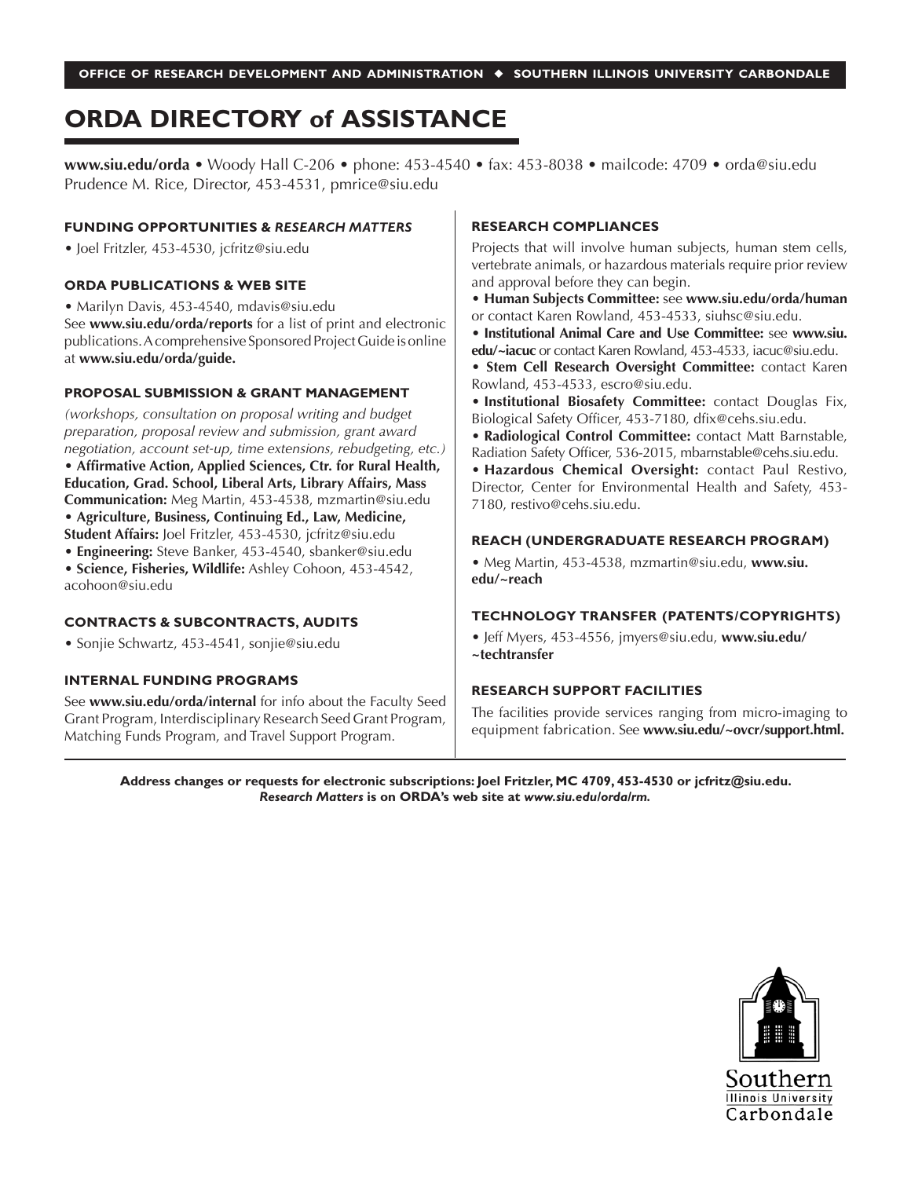**OFFICE OF RESEARCH DEVELOPMENT AND ADMINISTRATION ◆ SOUTHERN ILLINOIS UNIVERSITY CARBONDALE**

# ORDA DIRECTORY of ASSISTANCE

**www.siu.edu/orda** • Woody Hall C-206 • phone: 453-4540 • fax: 453-8038 • mailcode: 4709 • orda@siu.edu
Prudence M. Rice, Director, 453-4531, pmrice@siu.edu

### FUNDING OPPORTUNITIES & *RESEARCH MATTERS*

• Joel Fritzler, 453-4530, jcfritz@siu.edu

### ORDA PUBLICATIONS & WEB SITE

• Marilyn Davis, 453-4540, mdavis@siu.edu
See **www.siu.edu/orda/reports** for a list of print and electronic publications. A comprehensive Sponsored Project Guide is online at **www.siu.edu/orda/guide.**

### PROPOSAL SUBMISSION & GRANT MANAGEMENT

*(workshops, consultation on proposal writing and budget preparation, proposal review and submission, grant award negotiation, account set-up, time extensions, rebudgeting, etc.)*

• **Affirmative Action, Applied Sciences, Ctr. for Rural Health, Education, Grad. School, Liberal Arts, Library Affairs, Mass Communication:** Meg Martin, 453-4538, mzmartin@siu.edu
• **Agriculture, Business, Continuing Ed., Law, Medicine, Student Affairs:** Joel Fritzler, 453-4530, jcfritz@siu.edu
• **Engineering:** Steve Banker, 453-4540, sbanker@siu.edu
• **Science, Fisheries, Wildlife:** Ashley Cohoon, 453-4542, acohoon@siu.edu

### CONTRACTS & SUBCONTRACTS, AUDITS

• Sonjie Schwartz, 453-4541, sonjie@siu.edu

### INTERNAL FUNDING PROGRAMS

See **www.siu.edu/orda/internal** for info about the Faculty Seed Grant Program, Interdisciplinary Research Seed Grant Program, Matching Funds Program, and Travel Support Program.

### RESEARCH COMPLIANCES

Projects that will involve human subjects, human stem cells, vertebrate animals, or hazardous materials require prior review and approval before they can begin.

• **Human Subjects Committee:** see **www.siu.edu/orda/human** or contact Karen Rowland, 453-4533, siuhsc@siu.edu.
• **Institutional Animal Care and Use Committee:** see **www.siu.edu/~iacuc** or contact Karen Rowland, 453-4533, iacuc@siu.edu.
• **Stem Cell Research Oversight Committee:** contact Karen Rowland, 453-4533, escro@siu.edu.
• **Institutional Biosafety Committee:** contact Douglas Fix, Biological Safety Officer, 453-7180, dfix@cehs.siu.edu.
• **Radiological Control Committee:** contact Matt Barnstable, Radiation Safety Officer, 536-2015, mbarnstable@cehs.siu.edu.
• **Hazardous Chemical Oversight:** contact Paul Restivo, Director, Center for Environmental Health and Safety, 453-7180, restivo@cehs.siu.edu.

### REACH (UNDERGRADUATE RESEARCH PROGRAM)

• Meg Martin, 453-4538, mzmartin@siu.edu, **www.siu.edu/~reach**

### TECHNOLOGY TRANSFER (PATENTS/COPYRIGHTS)

• Jeff Myers, 453-4556, jmyers@siu.edu, **www.siu.edu/~techtransfer**

### RESEARCH SUPPORT FACILITIES

The facilities provide services ranging from micro-imaging to equipment fabrication. See **www.siu.edu/~ovcr/support.html.**

---

**Address changes or requests for electronic subscriptions: Joel Fritzler, MC 4709, 453-4530 or jcfritz@siu.edu.**
***Research Matters* is on ORDA's web site at *www.siu.edu/orda/rm.***

Southern Illinois University Carbondale